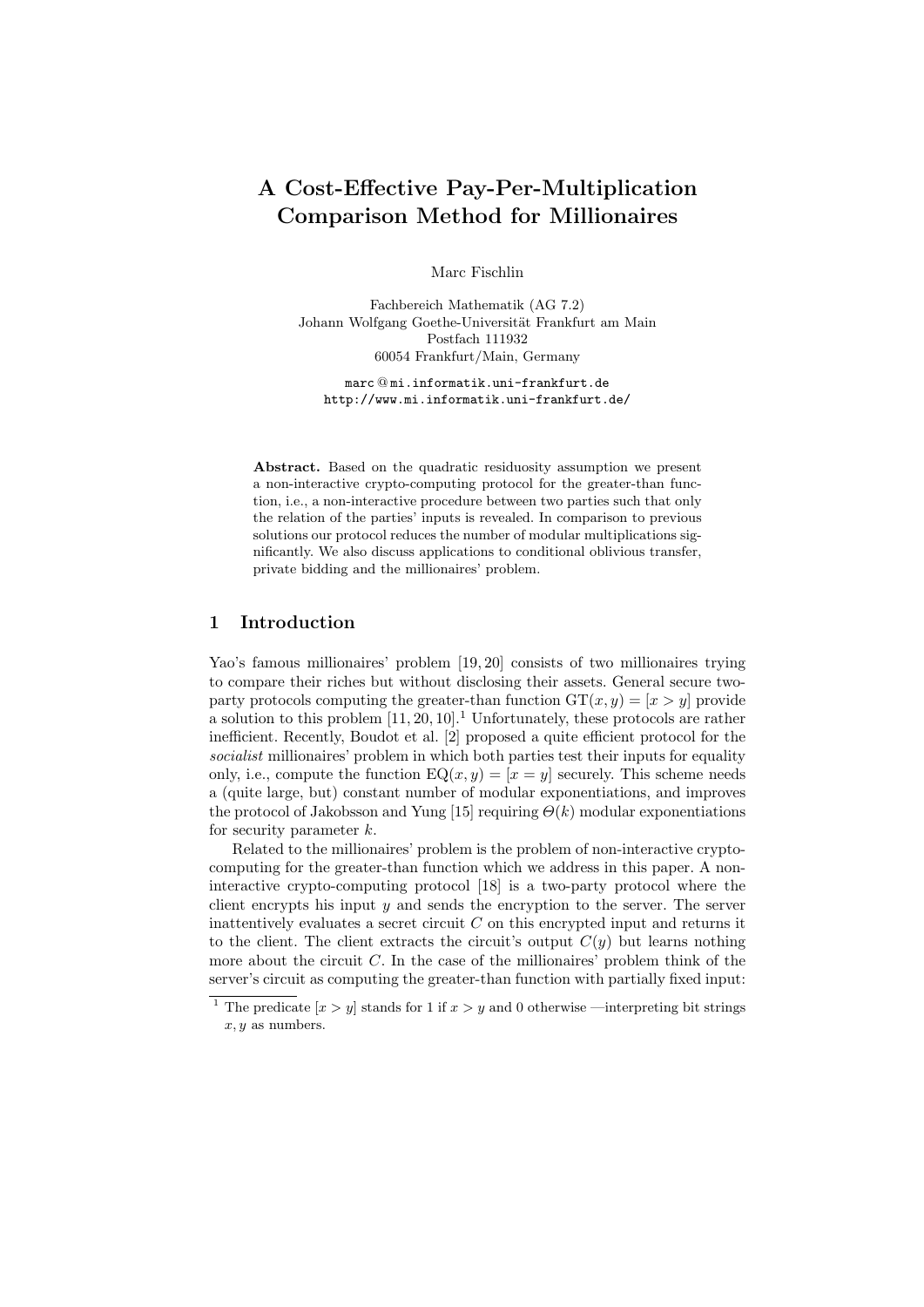# A Cost-Effective Pay-Per-Multiplication Comparison Method for Millionaires

Marc Fischlin

Fachbereich Mathematik (AG 7.2)
Johann Wolfgang Goethe-Universität Frankfurt am Main
Postfach 111932
60054 Frankfurt/Main, Germany

marc@mi.informatik.uni-frankfurt.de
http://www.mi.informatik.uni-frankfurt.de/

**Abstract.** Based on the quadratic residuosity assumption we present a non-interactive crypto-computing protocol for the greater-than function, i.e., a non-interactive procedure between two parties such that only the relation of the parties' inputs is revealed. In comparison to previous solutions our protocol reduces the number of modular multiplications significantly. We also discuss applications to conditional oblivious transfer, private bidding and the millionaires' problem.

## 1 Introduction

Yao's famous millionaires' problem [19, 20] consists of two millionaires trying to compare their riches but without disclosing their assets. General secure two-party protocols computing the greater-than function $\mathrm{GT}(x, y) = [x > y]$ provide a solution to this problem [11, 20, 10].[1] Unfortunately, these protocols are rather inefficient. Recently, Boudot et al. [2] proposed a quite efficient protocol for the *socialist* millionaires' problem in which both parties test their inputs for equality only, i.e., compute the function $\mathrm{EQ}(x, y) = [x = y]$ securely. This scheme needs a (quite large, but) constant number of modular exponentiations, and improves the protocol of Jakobsson and Yung [15] requiring $\Theta(k)$ modular exponentiations for security parameter $k$.

Related to the millionaires' problem is the problem of non-interactive crypto-computing for the greater-than function which we address in this paper. A non-interactive crypto-computing protocol [18] is a two-party protocol where the client encrypts his input $y$ and sends the encryption to the server. The server inattentively evaluates a secret circuit $C$ on this encrypted input and returns it to the client. The client extracts the circuit's output $C(y)$ but learns nothing more about the circuit $C$. In the case of the millionaires' problem think of the server's circuit as computing the greater-than function with partially fixed input:

[1] The predicate $[x > y]$ stands for 1 if $x > y$ and 0 otherwise —interpreting bit strings $x, y$ as numbers.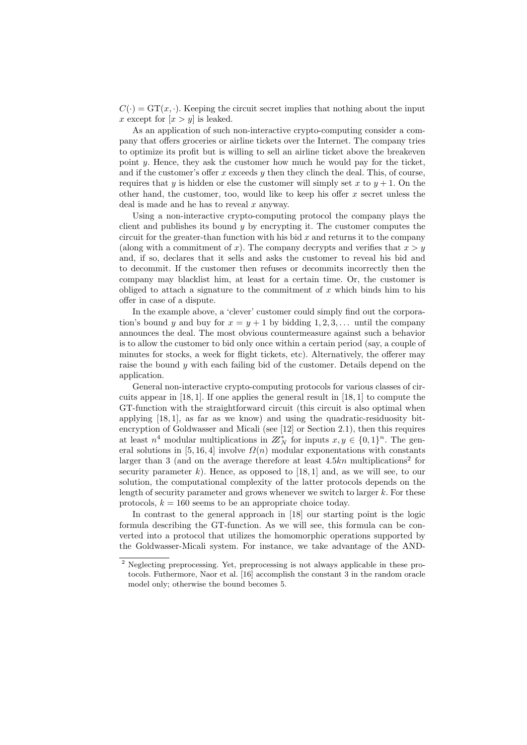$C(\cdot) = \text{GT}(x, \cdot)$. Keeping the circuit secret implies that nothing about the input $x$ except for $[x > y]$ is leaked.

As an application of such non-interactive crypto-computing consider a company that offers groceries or airline tickets over the Internet. The company tries to optimize its profit but is willing to sell an airline ticket above the breakeven point $y$. Hence, they ask the customer how much he would pay for the ticket, and if the customer's offer $x$ exceeds $y$ then they clinch the deal. This, of course, requires that $y$ is hidden or else the customer will simply set $x$ to $y + 1$. On the other hand, the customer, too, would like to keep his offer $x$ secret unless the deal is made and he has to reveal $x$ anyway.

Using a non-interactive crypto-computing protocol the company plays the client and publishes its bound $y$ by encrypting it. The customer computes the circuit for the greater-than function with his bid $x$ and returns it to the company (along with a commitment of $x$). The company decrypts and verifies that $x > y$ and, if so, declares that it sells and asks the customer to reveal his bid and to decommit. If the customer then refuses or decommits incorrectly then the company may blacklist him, at least for a certain time. Or, the customer is obliged to attach a signature to the commitment of $x$ which binds him to his offer in case of a dispute.

In the example above, a 'clever' customer could simply find out the corporation's bound $y$ and buy for $x = y + 1$ by bidding $1, 2, 3, \ldots$ until the company announces the deal. The most obvious countermeasure against such a behavior is to allow the customer to bid only once within a certain period (say, a couple of minutes for stocks, a week for flight tickets, etc). Alternatively, the offerer may raise the bound $y$ with each failing bid of the customer. Details depend on the application.

General non-interactive crypto-computing protocols for various classes of circuits appear in [18, 1]. If one applies the general result in [18, 1] to compute the GT-function with the straightforward circuit (this circuit is also optimal when applying [18, 1], as far as we know) and using the quadratic-residuosity bit-encryption of Goldwasser and Micali (see [12] or Section 2.1), then this requires at least $n^4$ modular multiplications in $\mathbb{Z}_N^*$ for inputs $x, y \in \{0, 1\}^n$. The general solutions in [5, 16, 4] involve $\Omega(n)$ modular exponentations with constants larger than 3 (and on the average therefore at least $4.5kn$ multiplications[2] for security parameter $k$). Hence, as opposed to [18, 1] and, as we will see, to our solution, the computational complexity of the latter protocols depends on the length of security parameter and grows whenever we switch to larger $k$. For these protocols, $k = 160$ seems to be an appropriate choice today.

In contrast to the general approach in [18] our starting point is the logic formula describing the GT-function. As we will see, this formula can be converted into a protocol that utilizes the homomorphic operations supported by the Goldwasser-Micali system. For instance, we take advantage of the AND-

[2] Neglecting preprocessing. Yet, preprocessing is not always applicable in these protocols. Futhermore, Naor et al. [16] accomplish the constant 3 in the random oracle model only; otherwise the bound becomes 5.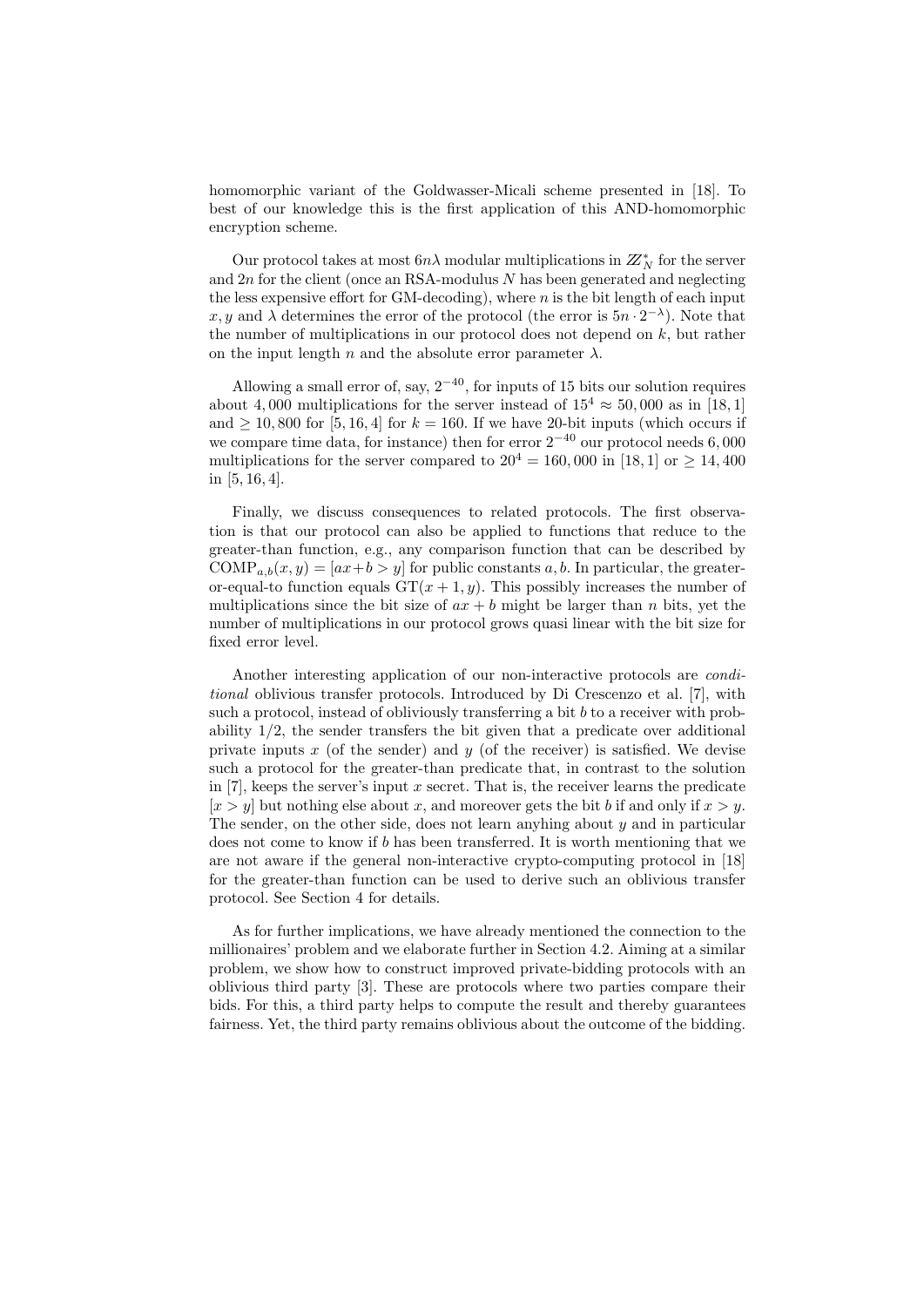homomorphic variant of the Goldwasser-Micali scheme presented in [18]. To best of our knowledge this is the first application of this AND-homomorphic encryption scheme.

Our protocol takes at most $6n\lambda$ modular multiplications in $\mathbb{Z}_N^*$ for the server and $2n$ for the client (once an RSA-modulus $N$ has been generated and neglecting the less expensive effort for GM-decoding), where $n$ is the bit length of each input $x, y$ and $\lambda$ determines the error of the protocol (the error is $5n \cdot 2^{-\lambda}$). Note that the number of multiplications in our protocol does not depend on $k$, but rather on the input length $n$ and the absolute error parameter $\lambda$.

Allowing a small error of, say, $2^{-40}$, for inputs of 15 bits our solution requires about 4,000 multiplications for the server instead of $15^4 \approx 50,000$ as in [18, 1] and $\geq 10,800$ for [5, 16, 4] for $k = 160$. If we have 20-bit inputs (which occurs if we compare time data, for instance) then for error $2^{-40}$ our protocol needs 6,000 multiplications for the server compared to $20^4 = 160,000$ in [18, 1] or $\geq 14,400$ in [5, 16, 4].

Finally, we discuss consequences to related protocols. The first observation is that our protocol can also be applied to functions that reduce to the greater-than function, e.g., any comparison function that can be described by $\mathrm{COMP}_{a,b}(x, y) = [ax+b > y]$ for public constants $a, b$. In particular, the greater-or-equal-to function equals $\mathrm{GT}(x + 1, y)$. This possibly increases the number of multiplications since the bit size of $ax + b$ might be larger than $n$ bits, yet the number of multiplications in our protocol grows quasi linear with the bit size for fixed error level.

Another interesting application of our non-interactive protocols are *conditional* oblivious transfer protocols. Introduced by Di Crescenzo et al. [7], with such a protocol, instead of obliviously transferring a bit $b$ to a receiver with probability 1/2, the sender transfers the bit given that a predicate over additional private inputs $x$ (of the sender) and $y$ (of the receiver) is satisfied. We devise such a protocol for the greater-than predicate that, in contrast to the solution in [7], keeps the server's input $x$ secret. That is, the receiver learns the predicate $[x > y]$ but nothing else about $x$, and moreover gets the bit $b$ if and only if $x > y$. The sender, on the other side, does not learn anyhing about $y$ and in particular does not come to know if $b$ has been transferred. It is worth mentioning that we are not aware if the general non-interactive crypto-computing protocol in [18] for the greater-than function can be used to derive such an oblivious transfer protocol. See Section 4 for details.

As for further implications, we have already mentioned the connection to the millionaires' problem and we elaborate further in Section 4.2. Aiming at a similar problem, we show how to construct improved private-bidding protocols with an oblivious third party [3]. These are protocols where two parties compare their bids. For this, a third party helps to compute the result and thereby guarantees fairness. Yet, the third party remains oblivious about the outcome of the bidding.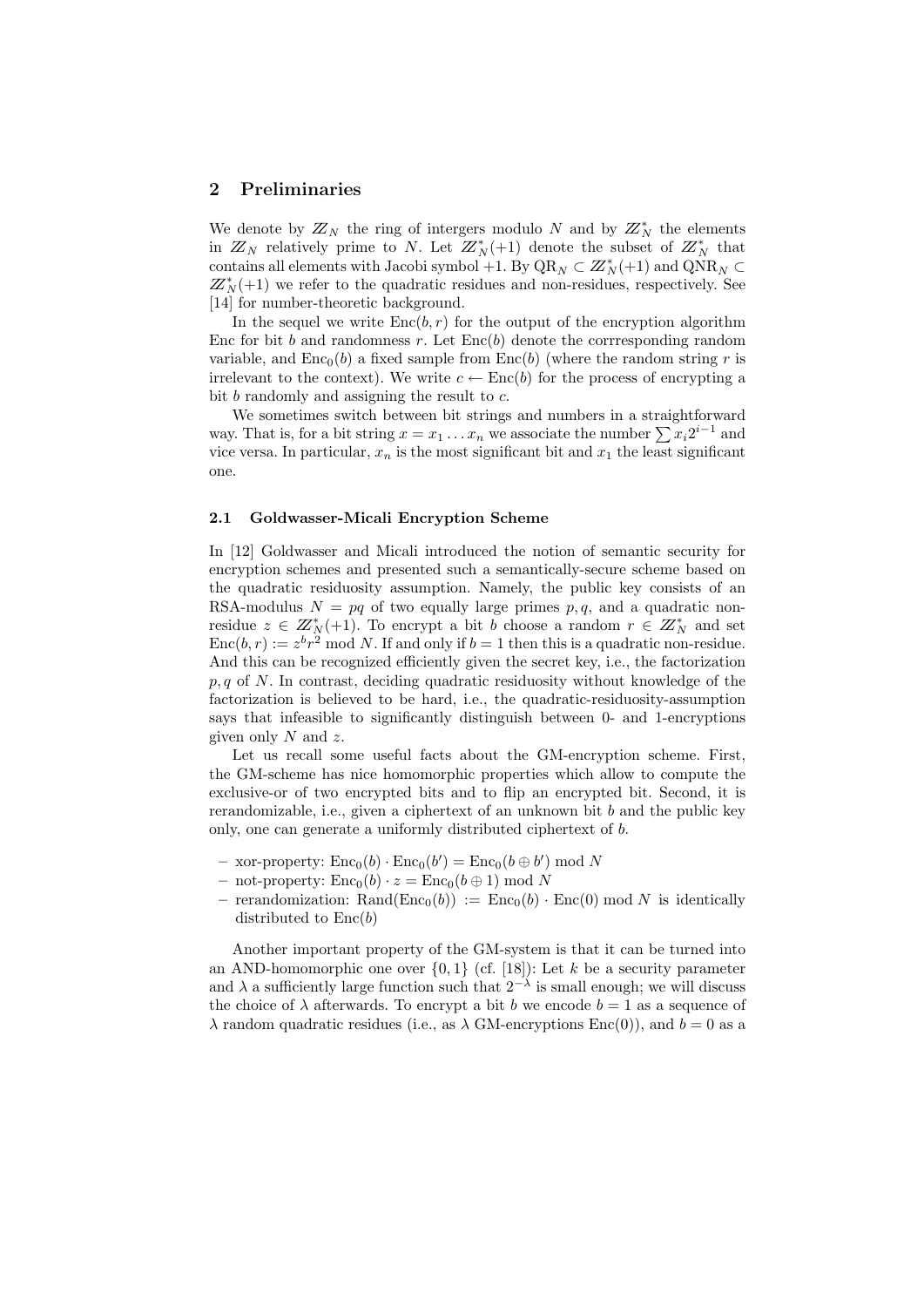## 2 Preliminaries

We denote by $\mathbb{Z}_N$ the ring of intergers modulo $N$ and by $\mathbb{Z}_N^*$ the elements in $\mathbb{Z}_N$ relatively prime to $N$. Let $\mathbb{Z}_N^*(+1)$ denote the subset of $\mathbb{Z}_N^*$ that contains all elements with Jacobi symbol $+1$. By $\mathrm{QR}_N \subset \mathbb{Z}_N^*(+1)$ and $\mathrm{QNR}_N \subset \mathbb{Z}_N^*(+1)$ we refer to the quadratic residues and non-residues, respectively. See [14] for number-theoretic background.

In the sequel we write $\mathrm{Enc}(b, r)$ for the output of the encryption algorithm Enc for bit $b$ and randomness $r$. Let $\mathrm{Enc}(b)$ denote the corrresponding random variable, and $\mathrm{Enc}_0(b)$ a fixed sample from $\mathrm{Enc}(b)$ (where the random string $r$ is irrelevant to the context). We write $c \leftarrow \mathrm{Enc}(b)$ for the process of encrypting a bit $b$ randomly and assigning the result to $c$.

We sometimes switch between bit strings and numbers in a straightforward way. That is, for a bit string $x = x_1 \ldots x_n$ we associate the number $\sum x_i 2^{i-1}$ and vice versa. In particular, $x_n$ is the most significant bit and $x_1$ the least significant one.

### 2.1 Goldwasser-Micali Encryption Scheme

In [12] Goldwasser and Micali introduced the notion of semantic security for encryption schemes and presented such a semantically-secure scheme based on the quadratic residuosity assumption. Namely, the public key consists of an RSA-modulus $N = pq$ of two equally large primes $p, q$, and a quadratic non-residue $z \in \mathbb{Z}_N^*(+1)$. To encrypt a bit $b$ choose a random $r \in \mathbb{Z}_N^*$ and set $\mathrm{Enc}(b, r) := z^b r^2 \bmod N$. If and only if $b = 1$ then this is a quadratic non-residue. And this can be recognized efficiently given the secret key, i.e., the factorization $p, q$ of $N$. In contrast, deciding quadratic residuosity without knowledge of the factorization is believed to be hard, i.e., the quadratic-residuosity-assumption says that infeasible to significantly distinguish between 0- and 1-encryptions given only $N$ and $z$.

Let us recall some useful facts about the GM-encryption scheme. First, the GM-scheme has nice homomorphic properties which allow to compute the exclusive-or of two encrypted bits and to flip an encrypted bit. Second, it is rerandomizable, i.e., given a ciphertext of an unknown bit $b$ and the public key only, one can generate a uniformly distributed ciphertext of $b$.

- xor-property: $\mathrm{Enc}_0(b) \cdot \mathrm{Enc}_0(b') = \mathrm{Enc}_0(b \oplus b') \bmod N$
- not-property: $\mathrm{Enc}_0(b) \cdot z = \mathrm{Enc}_0(b \oplus 1) \bmod N$
- rerandomization: $\mathrm{Rand}(\mathrm{Enc}_0(b)) := \mathrm{Enc}_0(b) \cdot \mathrm{Enc}(0) \bmod N$ is identically distributed to $\mathrm{Enc}(b)$

Another important property of the GM-system is that it can be turned into an AND-homomorphic one over $\{0, 1\}$ (cf. [18]): Let $k$ be a security parameter and $\lambda$ a sufficiently large function such that $2^{-\lambda}$ is small enough; we will discuss the choice of $\lambda$ afterwards. To encrypt a bit $b$ we encode $b = 1$ as a sequence of $\lambda$ random quadratic residues (i.e., as $\lambda$ GM-encryptions $\mathrm{Enc}(0)$), and $b = 0$ as a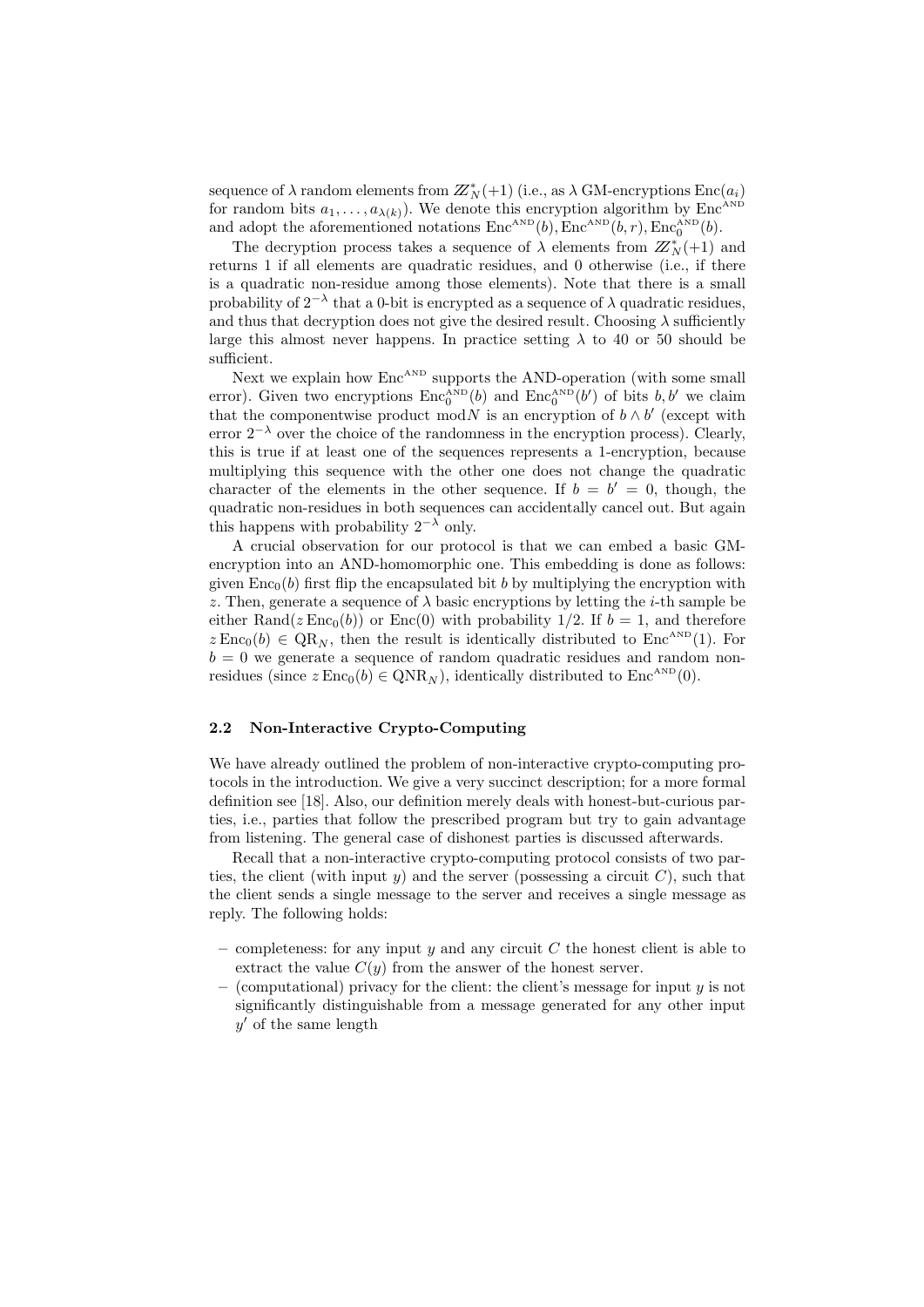sequence of $\lambda$ random elements from $\mathbb{Z}_N^*(+1)$ (i.e., as $\lambda$ GM-encryptions $\text{Enc}(a_i)$ for random bits $a_1, \ldots, a_{\lambda(k)}$). We denote this encryption algorithm by $\text{Enc}^{\text{AND}}$ and adopt the aforementioned notations $\text{Enc}^{\text{AND}}(b), \text{Enc}^{\text{AND}}(b, r), \text{Enc}_0^{\text{AND}}(b)$.

The decryption process takes a sequence of $\lambda$ elements from $\mathbb{Z}_N^*(+1)$ and returns 1 if all elements are quadratic residues, and 0 otherwise (i.e., if there is a quadratic non-residue among those elements). Note that there is a small probability of $2^{-\lambda}$ that a 0-bit is encrypted as a sequence of $\lambda$ quadratic residues, and thus that decryption does not give the desired result. Choosing $\lambda$ sufficiently large this almost never happens. In practice setting $\lambda$ to 40 or 50 should be sufficient.

Next we explain how $\text{Enc}^{\text{AND}}$ supports the AND-operation (with some small error). Given two encryptions $\text{Enc}_0^{\text{AND}}(b)$ and $\text{Enc}_0^{\text{AND}}(b')$ of bits $b, b'$ we claim that the componentwise product $\bmod N$ is an encryption of $b \wedge b'$ (except with error $2^{-\lambda}$ over the choice of the randomness in the encryption process). Clearly, this is true if at least one of the sequences represents a 1-encryption, because multiplying this sequence with the other one does not change the quadratic character of the elements in the other sequence. If $b = b' = 0$, though, the quadratic non-residues in both sequences can accidentally cancel out. But again this happens with probability $2^{-\lambda}$ only.

A crucial observation for our protocol is that we can embed a basic GM-encryption into an AND-homomorphic one. This embedding is done as follows: given $\text{Enc}_0(b)$ first flip the encapsulated bit $b$ by multiplying the encryption with $z$. Then, generate a sequence of $\lambda$ basic encryptions by letting the $i$-th sample be either $\text{Rand}(z\,\text{Enc}_0(b))$ or $\text{Enc}(0)$ with probability 1/2. If $b = 1$, and therefore $z\,\text{Enc}_0(b) \in \text{QR}_N$, then the result is identically distributed to $\text{Enc}^{\text{AND}}(1)$. For $b = 0$ we generate a sequence of random quadratic residues and random non-residues (since $z\,\text{Enc}_0(b) \in \text{QNR}_N$), identically distributed to $\text{Enc}^{\text{AND}}(0)$.

### 2.2 Non-Interactive Crypto-Computing

We have already outlined the problem of non-interactive crypto-computing protocols in the introduction. We give a very succinct description; for a more formal definition see [18]. Also, our definition merely deals with honest-but-curious parties, i.e., parties that follow the prescribed program but try to gain advantage from listening. The general case of dishonest parties is discussed afterwards.

Recall that a non-interactive crypto-computing protocol consists of two parties, the client (with input $y$) and the server (possessing a circuit $C$), such that the client sends a single message to the server and receives a single message as reply. The following holds:

- completeness: for any input $y$ and any circuit $C$ the honest client is able to extract the value $C(y)$ from the answer of the honest server.
- (computational) privacy for the client: the client's message for input $y$ is not significantly distinguishable from a message generated for any other input $y'$ of the same length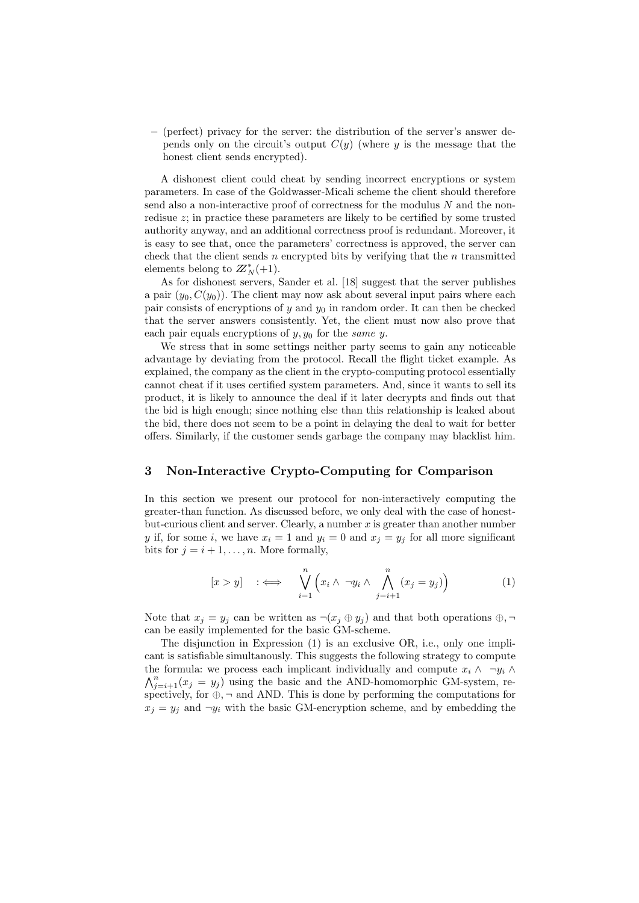– (perfect) privacy for the server: the distribution of the server's answer depends only on the circuit's output $C(y)$ (where $y$ is the message that the honest client sends encrypted).

A dishonest client could cheat by sending incorrect encryptions or system parameters. In case of the Goldwasser-Micali scheme the client should therefore send also a non-interactive proof of correctness for the modulus $N$ and the non-redisue $z$; in practice these parameters are likely to be certified by some trusted authority anyway, and an additional correctness proof is redundant. Moreover, it is easy to see that, once the parameters' correctness is approved, the server can check that the client sends $n$ encrypted bits by verifying that the $n$ transmitted elements belong to $\mathbb{Z}_N^*(+1)$.

As for dishonest servers, Sander et al. [18] suggest that the server publishes a pair $(y_0, C(y_0))$. The client may now ask about several input pairs where each pair consists of encryptions of $y$ and $y_0$ in random order. It can then be checked that the server answers consistently. Yet, the client must now also prove that each pair equals encryptions of $y, y_0$ for the *same* $y$.

We stress that in some settings neither party seems to gain any noticeable advantage by deviating from the protocol. Recall the flight ticket example. As explained, the company as the client in the crypto-computing protocol essentially cannot cheat if it uses certified system parameters. And, since it wants to sell its product, it is likely to announce the deal if it later decrypts and finds out that the bid is high enough; since nothing else than this relationship is leaked about the bid, there does not seem to be a point in delaying the deal to wait for better offers. Similarly, if the customer sends garbage the company may blacklist him.

## 3 Non-Interactive Crypto-Computing for Comparison

In this section we present our protocol for non-interactively computing the greater-than function. As discussed before, we only deal with the case of honest-but-curious client and server. Clearly, a number $x$ is greater than another number $y$ if, for some $i$, we have $x_i = 1$ and $y_i = 0$ and $x_j = y_j$ for all more significant bits for $j = i+1, \ldots, n$. More formally,

$$[x > y] \quad :\Longleftrightarrow \quad \bigvee_{i=1}^{n} \Big( x_i \wedge \neg y_i \wedge \bigwedge_{j=i+1}^{n} (x_j = y_j) \Big) \tag{1}$$

Note that $x_j = y_j$ can be written as $\neg(x_j \oplus y_j)$ and that both operations $\oplus, \neg$ can be easily implemented for the basic GM-scheme.

The disjunction in Expression (1) is an exclusive OR, i.e., only one implicant is satisfiable simultanously. This suggests the following strategy to compute the formula: we process each implicant individually and compute $x_i \wedge \neg y_i \wedge \bigwedge_{j=i+1}^{n} (x_j = y_j)$ using the basic and the AND-homomorphic GM-system, respectively, for $\oplus, \neg$ and AND. This is done by performing the computations for $x_j = y_j$ and $\neg y_i$ with the basic GM-encryption scheme, and by embedding the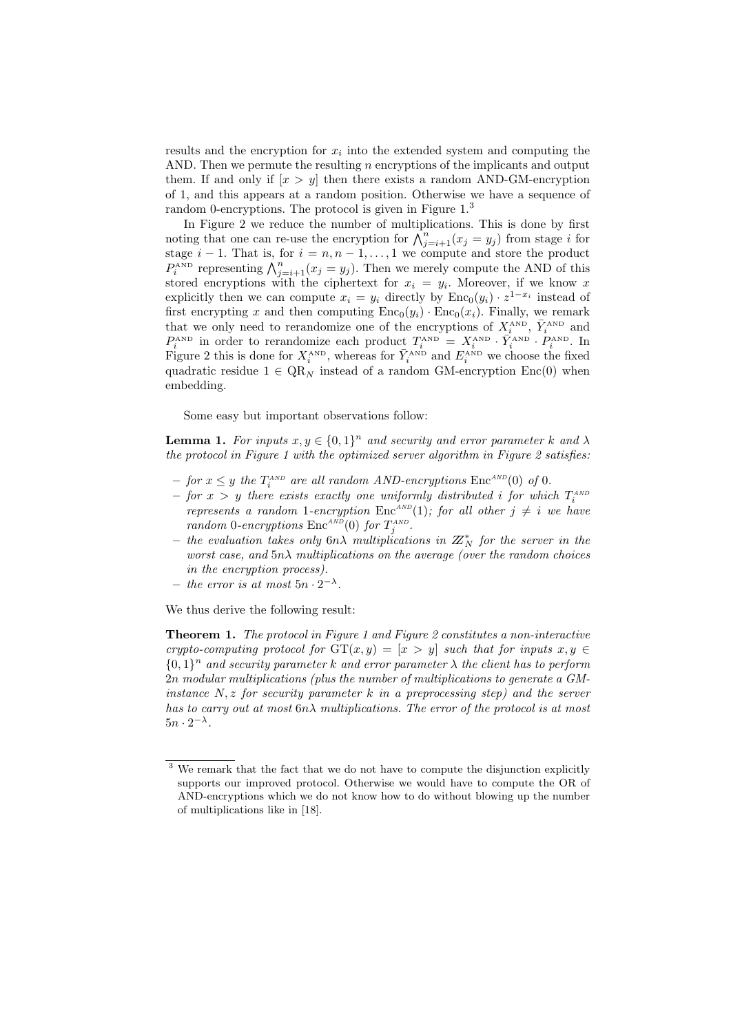results and the encryption for $x_i$ into the extended system and computing the AND. Then we permute the resulting $n$ encryptions of the implicants and output them. If and only if $[x > y]$ then there exists a random AND-GM-encryption of 1, and this appears at a random position. Otherwise we have a sequence of random 0-encryptions. The protocol is given in Figure 1.[3]

In Figure 2 we reduce the number of multiplications. This is done by first noting that one can re-use the encryption for $\bigwedge_{j=i+1}^{n}(x_j = y_j)$ from stage $i$ for stage $i-1$. That is, for $i = n, n-1, \ldots, 1$ we compute and store the product $P_i^{\text{AND}}$ representing $\bigwedge_{j=i+1}^{n}(x_j = y_j)$. Then we merely compute the AND of this stored encryptions with the ciphertext for $x_i = y_i$. Moreover, if we know $x$ explicitly then we can compute $x_i = y_i$ directly by $\text{Enc}_0(y_i) \cdot z^{1-x_i}$ instead of first encrypting $x$ and then computing $\text{Enc}_0(y_i) \cdot \text{Enc}_0(x_i)$. Finally, we remark that we only need to rerandomize one of the encryptions of $X_i^{\text{AND}}$, $\bar{Y}_i^{\text{AND}}$ and $P_i^{\text{AND}}$ in order to rerandomize each product $T_i^{\text{AND}} = X_i^{\text{AND}} \cdot \bar{Y}_i^{\text{AND}} \cdot P_i^{\text{AND}}$. In Figure 2 this is done for $X_i^{\text{AND}}$, whereas for $\bar{Y}_i^{\text{AND}}$ and $E_i^{\text{AND}}$ we choose the fixed quadratic residue $1 \in \text{QR}_N$ instead of a random GM-encryption Enc(0) when embedding.

Some easy but important observations follow:

**Lemma 1.** *For inputs $x, y \in \{0,1\}^n$ and security and error parameter $k$ and $\lambda$ the protocol in Figure 1 with the optimized server algorithm in Figure 2 satisfies:*

- *for $x \leq y$ the $T_i^{\text{AND}}$ are all random AND-encryptions $\text{Enc}^{\text{AND}}(0)$ of 0.*
- *for $x > y$ there exists exactly one uniformly distributed $i$ for which $T_i^{\text{AND}}$ represents a random 1-encryption $\text{Enc}^{\text{AND}}(1)$; for all other $j \neq i$ we have random 0-encryptions $\text{Enc}^{\text{AND}}(0)$ for $T_j^{\text{AND}}$.*
- *the evaluation takes only $6n\lambda$ multiplications in $\mathbb{Z}_N^*$ for the server in the worst case, and $5n\lambda$ multiplications on the average (over the random choices in the encryption process).*
- *the error is at most $5n \cdot 2^{-\lambda}$.*

We thus derive the following result:

**Theorem 1.** *The protocol in Figure 1 and Figure 2 constitutes a non-interactive crypto-computing protocol for $\text{GT}(x,y) = [x > y]$ such that for inputs $x, y \in \{0,1\}^n$ and security parameter $k$ and error parameter $\lambda$ the client has to perform $2n$ modular multiplications (plus the number of multiplications to generate a GM-instance $N, z$ for security parameter $k$ in a preprocessing step) and the server has to carry out at most $6n\lambda$ multiplications. The error of the protocol is at most $5n \cdot 2^{-\lambda}$.*

---

[3] We remark that the fact that we do not have to compute the disjunction explicitly supports our improved protocol. Otherwise we would have to compute the OR of AND-encryptions which we do not know how to do without blowing up the number of multiplications like in [18].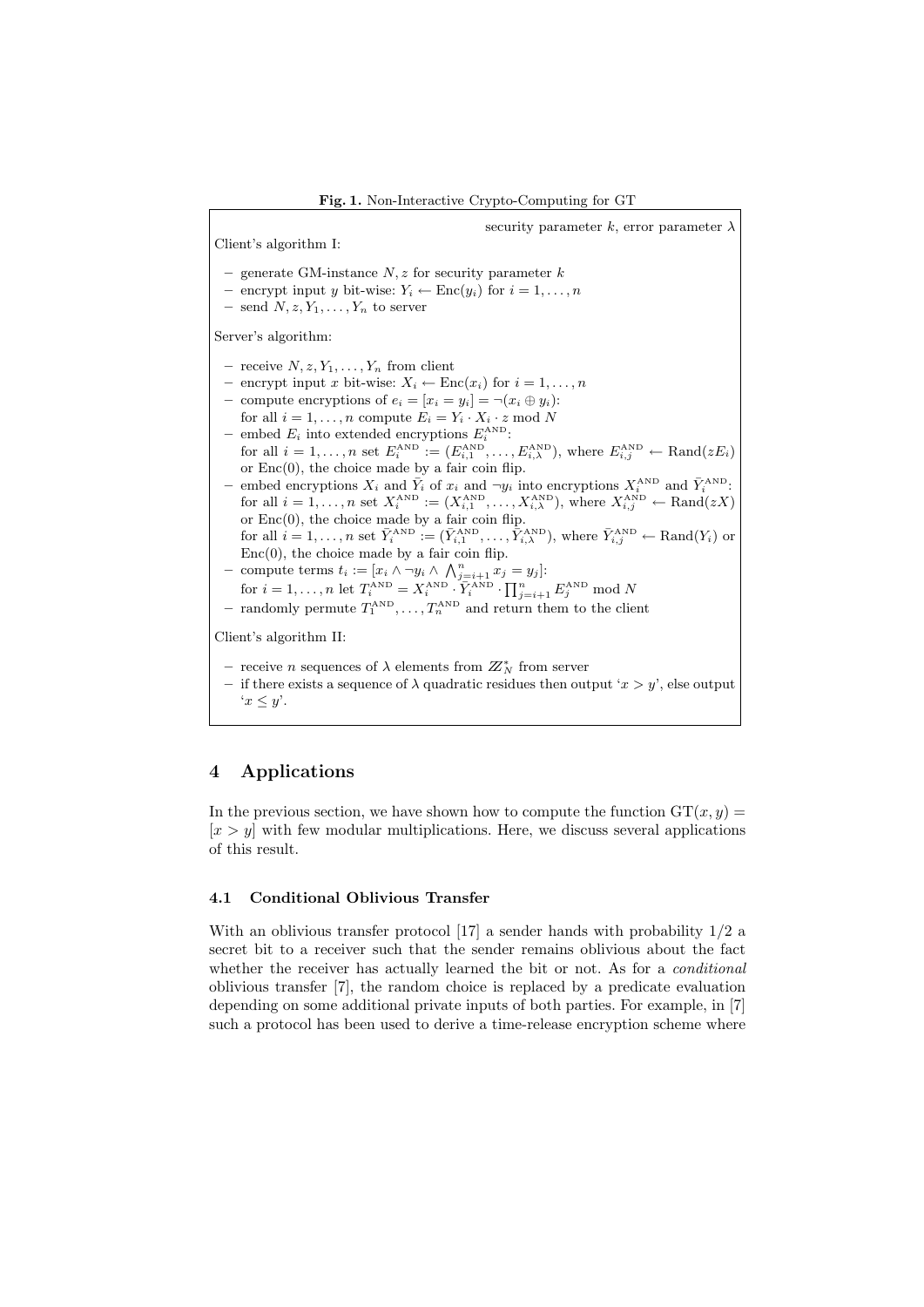**Fig. 1.** Non-Interactive Crypto-Computing for GT

security parameter $k$, error parameter $\lambda$

Client's algorithm I:

- generate GM-instance $N, z$ for security parameter $k$
- encrypt input $y$ bit-wise: $Y_i \leftarrow \text{Enc}(y_i)$ for $i = 1, \ldots, n$
- send $N, z, Y_1, \ldots, Y_n$ to server

Server's algorithm:

- receive $N, z, Y_1, \ldots, Y_n$ from client
- encrypt input $x$ bit-wise: $X_i \leftarrow \text{Enc}(x_i)$ for $i = 1, \ldots, n$
- compute encryptions of $e_i = [x_i = y_i] = \neg(x_i \oplus y_i)$:
  for all $i = 1, \ldots, n$ compute $E_i = Y_i \cdot X_i \cdot z \bmod N$
- embed $E_i$ into extended encryptions $E_i^{\text{AND}}$:
  for all $i = 1, \ldots, n$ set $E_i^{\text{AND}} := (E_{i,1}^{\text{AND}}, \ldots, E_{i,\lambda}^{\text{AND}})$, where $E_{i,j}^{\text{AND}} \leftarrow \text{Rand}(zE_i)$ or $\text{Enc}(0)$, the choice made by a fair coin flip.
- embed encryptions $X_i$ and $\bar{Y}_i$ of $x_i$ and $\neg y_i$ into encryptions $X_i^{\text{AND}}$ and $\bar{Y}_i^{\text{AND}}$:
  for all $i = 1, \ldots, n$ set $X_i^{\text{AND}} := (X_{i,1}^{\text{AND}}, \ldots, X_{i,\lambda}^{\text{AND}})$, where $X_{i,j}^{\text{AND}} \leftarrow \text{Rand}(zX)$ or $\text{Enc}(0)$, the choice made by a fair coin flip.
  for all $i = 1, \ldots, n$ set $\bar{Y}_i^{\text{AND}} := (\bar{Y}_{i,1}^{\text{AND}}, \ldots, \bar{Y}_{i,\lambda}^{\text{AND}})$, where $\bar{Y}_{i,j}^{\text{AND}} \leftarrow \text{Rand}(Y_i)$ or $\text{Enc}(0)$, the choice made by a fair coin flip.
- compute terms $t_i := [x_i \wedge \neg y_i \wedge \bigwedge_{j=i+1}^{n} x_j = y_j]$:
  for $i = 1, \ldots, n$ let $T_i^{\text{AND}} = X_i^{\text{AND}} \cdot \bar{Y}_i^{\text{AND}} \cdot \prod_{j=i+1}^{n} E_j^{\text{AND}} \bmod N$
- randomly permute $T_1^{\text{AND}}, \ldots, T_n^{\text{AND}}$ and return them to the client

Client's algorithm II:

- receive $n$ sequences of $\lambda$ elements from $\mathbb{Z}_N^*$ from server
- if there exists a sequence of $\lambda$ quadratic residues then output '$x > y$', else output '$x \leq y$'.

## 4 Applications

In the previous section, we have shown how to compute the function $\text{GT}(x, y) = [x > y]$ with few modular multiplications. Here, we discuss several applications of this result.

### 4.1 Conditional Oblivious Transfer

With an oblivious transfer protocol [17] a sender hands with probability 1/2 a secret bit to a receiver such that the sender remains oblivious about the fact whether the receiver has actually learned the bit or not. As for a *conditional* oblivious transfer [7], the random choice is replaced by a predicate evaluation depending on some additional private inputs of both parties. For example, in [7] such a protocol has been used to derive a time-release encryption scheme where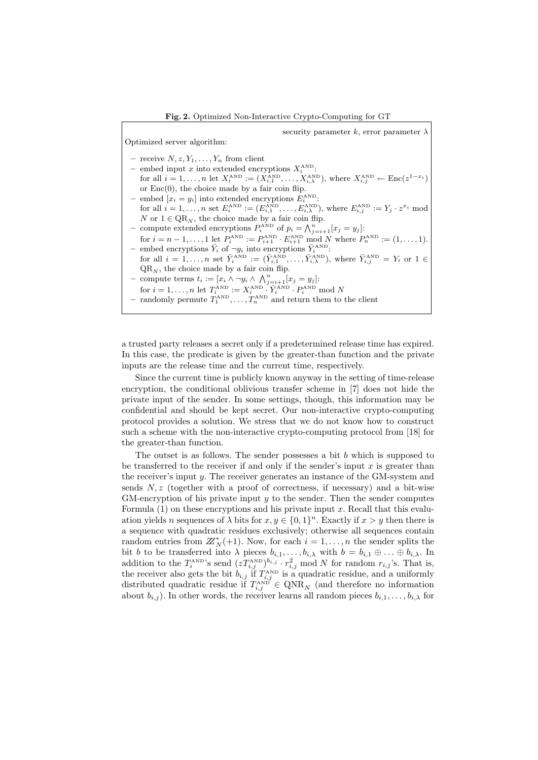**Fig. 2.** Optimized Non-Interactive Crypto-Computing for GT

security parameter $k$, error parameter $\lambda$

Optimized server algorithm:

- receive $N, z, Y_1, \ldots, Y_n$ from client
- embed input $x$ into extended encryptions $X_i^{\text{AND}}$:
  for all $i = 1, \ldots, n$ let $X_i^{\text{AND}} := (X_{i,1}^{\text{AND}}, \ldots, X_{i,\lambda}^{\text{AND}})$, where $X_{i,j}^{\text{AND}} \leftarrow \text{Enc}(z^{1-x_i})$ or $\text{Enc}(0)$, the choice made by a fair coin flip.
- embed $[x_i = y_i]$ into extended encryptions $E_i^{\text{AND}}$:
  for all $i = 1, \ldots, n$ set $E_i^{\text{AND}} := (E_{i,1}^{\text{AND}}, \ldots, E_{i,\lambda}^{\text{AND}})$, where $E_{i,j}^{\text{AND}} := Y_j \cdot z^{x_i} \bmod N$ or $1 \in \text{QR}_N$, the choice made by a fair coin flip.
- compute extended encryptions $P_i^{\text{AND}}$ of $p_i = \bigwedge_{j=i+1}^{n} [x_j = y_j]$:
  for $i = n-1, \ldots, 1$ let $P_i^{\text{AND}} := P_{i+1}^{\text{AND}} \cdot E_{i+1}^{\text{AND}} \bmod N$ where $P_n^{\text{AND}} := (1, \ldots, 1)$.
- embed encryptions $\bar{Y}_i$ of $\neg y_i$ into encryptions $\bar{Y}_i^{\text{AND}}$:
  for all $i = 1, \ldots, n$ set $\bar{Y}_i^{\text{AND}} := (\bar{Y}_{i,1}^{\text{AND}}, \ldots, \bar{Y}_{i,\lambda}^{\text{AND}})$, where $\bar{Y}_{i,j}^{\text{AND}} = Y_i$ or $1 \in \text{QR}_N$, the choice made by a fair coin flip.
- compute terms $t_i := [x_i \wedge \neg y_i \wedge \bigwedge_{j=i+1}^{n} [x_j = y_j]$:
  for $i = 1, \ldots, n$ let $T_i^{\text{AND}} := X_i^{\text{AND}} \cdot \bar{Y}_i^{\text{AND}} \cdot P_i^{\text{AND}} \bmod N$
- randomly permute $T_1^{\text{AND}}, \ldots, T_n^{\text{AND}}$ and return them to the client

a trusted party releases a secret only if a predetermined release time has expired. In this case, the predicate is given by the greater-than function and the private inputs are the release time and the current time, respectively.

Since the current time is publicly known anyway in the setting of time-release encryption, the conditional oblivious transfer scheme in [7] does not hide the private input of the sender. In some settings, though, this information may be confidential and should be kept secret. Our non-interactive crypto-computing protocol provides a solution. We stress that we do not know how to construct such a scheme with the non-interactive crypto-computing protocol from [18] for the greater-than function.

The outset is as follows. The sender possesses a bit $b$ which is supposed to be transferred to the receiver if and only if the sender's input $x$ is greater than the receiver's input $y$. The receiver generates an instance of the GM-system and sends $N, z$ (together with a proof of correctness, if necessary) and a bit-wise GM-encryption of his private input $y$ to the sender. Then the sender computes Formula (1) on these encryptions and his private input $x$. Recall that this evaluation yields $n$ sequences of $\lambda$ bits for $x, y \in \{0,1\}^n$. Exactly if $x > y$ then there is a sequence with quadratic residues exclusively; otherwise all sequences contain random entries from $\mathbb{Z}_N^*(+1)$. Now, for each $i = 1, \ldots, n$ the sender splits the bit $b$ to be transferred into $\lambda$ pieces $b_{i,1}, \ldots, b_{i,\lambda}$ with $b = b_{i,1} \oplus \ldots \oplus b_{i,\lambda}$. In addition to the $T_i^{\text{AND}}$'s send $(zT_{i,j}^{\text{AND}})^{b_{i,j}} \cdot r_{i,j}^2 \bmod N$ for random $r_{i,j}$'s. That is, the receiver also gets the bit $b_{i,j}$ if $T_{i,j}^{\text{AND}}$ is a quadratic residue, and a uniformly distributed quadratic residue if $T_{i,j}^{\text{AND}} \in \text{QNR}_N$ (and therefore no information about $b_{i,j}$). In other words, the receiver learns all random pieces $b_{i,1}, \ldots, b_{i,\lambda}$ for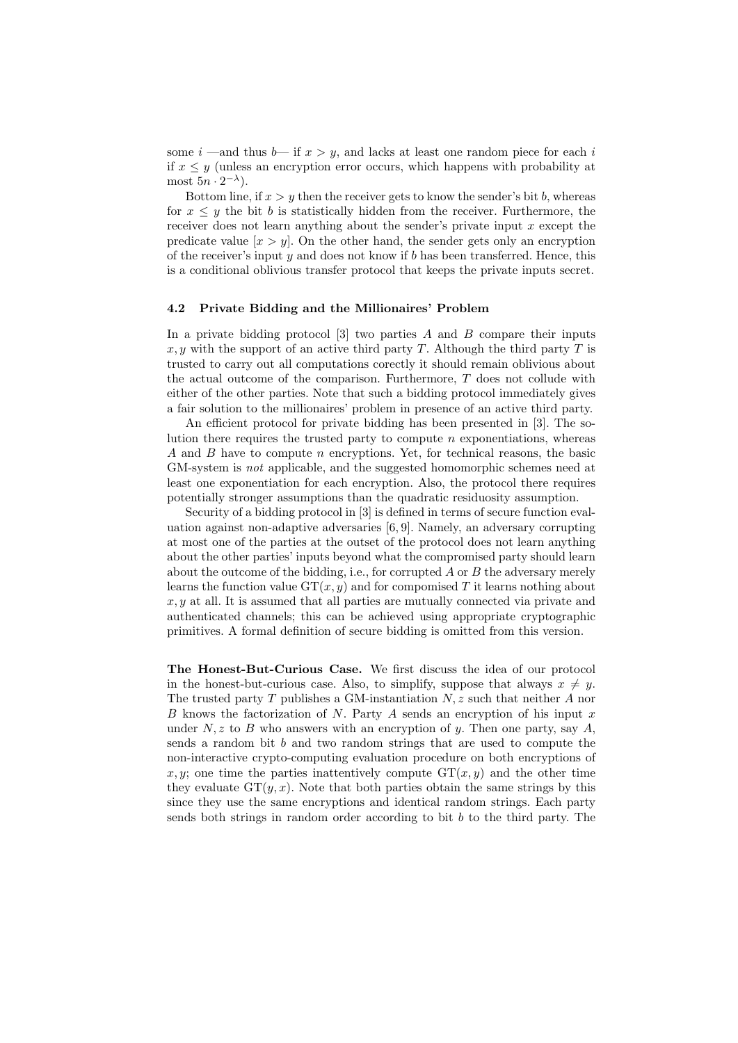some $i$ —and thus $b$— if $x > y$, and lacks at least one random piece for each $i$ if $x \leq y$ (unless an encryption error occurs, which happens with probability at most $5n \cdot 2^{-\lambda}$).

Bottom line, if $x > y$ then the receiver gets to know the sender's bit $b$, whereas for $x \leq y$ the bit $b$ is statistically hidden from the receiver. Furthermore, the receiver does not learn anything about the sender's private input $x$ except the predicate value $[x > y]$. On the other hand, the sender gets only an encryption of the receiver's input $y$ and does not know if $b$ has been transferred. Hence, this is a conditional oblivious transfer protocol that keeps the private inputs secret.

### 4.2 Private Bidding and the Millionaires' Problem

In a private bidding protocol [3] two parties $A$ and $B$ compare their inputs $x, y$ with the support of an active third party $T$. Although the third party $T$ is trusted to carry out all computations corectly it should remain oblivious about the actual outcome of the comparison. Furthermore, $T$ does not collude with either of the other parties. Note that such a bidding protocol immediately gives a fair solution to the millionaires' problem in presence of an active third party.

An efficient protocol for private bidding has been presented in [3]. The solution there requires the trusted party to compute $n$ exponentiations, whereas $A$ and $B$ have to compute $n$ encryptions. Yet, for technical reasons, the basic GM-system is *not* applicable, and the suggested homomorphic schemes need at least one exponentiation for each encryption. Also, the protocol there requires potentially stronger assumptions than the quadratic residuosity assumption.

Security of a bidding protocol in [3] is defined in terms of secure function evaluation against non-adaptive adversaries [6, 9]. Namely, an adversary corrupting at most one of the parties at the outset of the protocol does not learn anything about the other parties' inputs beyond what the compromised party should learn about the outcome of the bidding, i.e., for corrupted $A$ or $B$ the adversary merely learns the function value $\mathrm{GT}(x, y)$ and for compomised $T$ it learns nothing about $x, y$ at all. It is assumed that all parties are mutually connected via private and authenticated channels; this can be achieved using appropriate cryptographic primitives. A formal definition of secure bidding is omitted from this version.

**The Honest-But-Curious Case.** We first discuss the idea of our protocol in the honest-but-curious case. Also, to simplify, suppose that always $x \neq y$. The trusted party $T$ publishes a GM-instantiation $N, z$ such that neither $A$ nor $B$ knows the factorization of $N$. Party $A$ sends an encryption of his input $x$ under $N, z$ to $B$ who answers with an encryption of $y$. Then one party, say $A$, sends a random bit $b$ and two random strings that are used to compute the non-interactive crypto-computing evaluation procedure on both encryptions of $x, y$; one time the parties inattentively compute $\mathrm{GT}(x, y)$ and the other time they evaluate $\mathrm{GT}(y, x)$. Note that both parties obtain the same strings by this since they use the same encryptions and identical random strings. Each party sends both strings in random order according to bit $b$ to the third party. The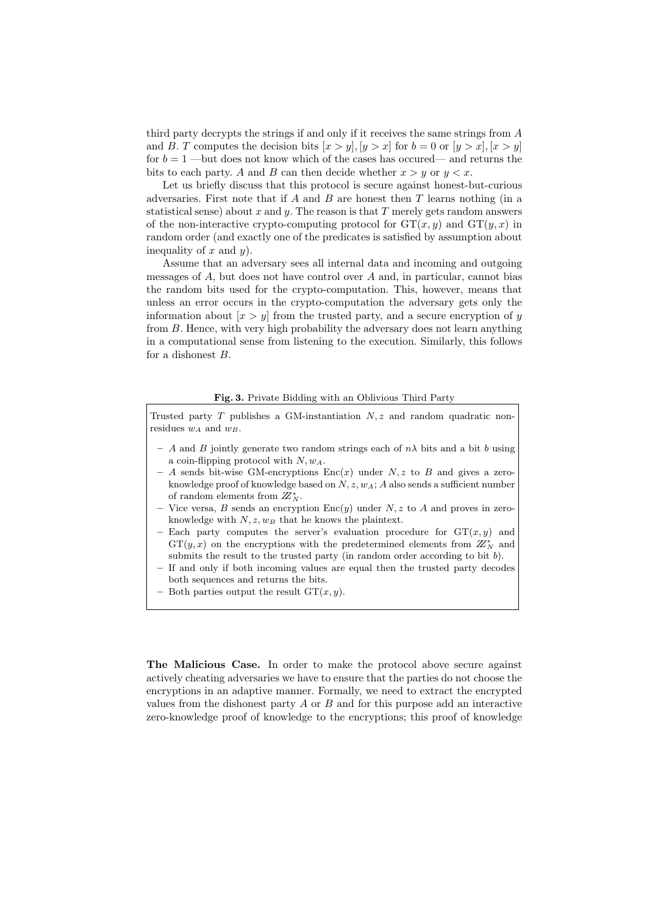third party decrypts the strings if and only if it receives the same strings from $A$ and $B$. $T$ computes the decision bits $[x > y], [y > x]$ for $b = 0$ or $[y > x], [x > y]$ for $b = 1$ —but does not know which of the cases has occured— and returns the bits to each party. $A$ and $B$ can then decide whether $x > y$ or $y < x$.

Let us briefly discuss that this protocol is secure against honest-but-curious adversaries. First note that if $A$ and $B$ are honest then $T$ learns nothing (in a statistical sense) about $x$ and $y$. The reason is that $T$ merely gets random answers of the non-interactive crypto-computing protocol for $\mathrm{GT}(x, y)$ and $\mathrm{GT}(y, x)$ in random order (and exactly one of the predicates is satisfied by assumption about inequality of $x$ and $y$).

Assume that an adversary sees all internal data and incoming and outgoing messages of $A$, but does not have control over $A$ and, in particular, cannot bias the random bits used for the crypto-computation. This, however, means that unless an error occurs in the crypto-computation the adversary gets only the information about $[x > y]$ from the trusted party, and a secure encryption of $y$ from $B$. Hence, with very high probability the adversary does not learn anything in a computational sense from listening to the execution. Similarly, this follows for a dishonest $B$.

**Fig. 3.** Private Bidding with an Oblivious Third Party

Trusted party $T$ publishes a GM-instantiation $N, z$ and random quadratic non-residues $w_A$ and $w_B$.

- $A$ and $B$ jointly generate two random strings each of $n\lambda$ bits and a bit $b$ using a coin-flipping protocol with $N, w_A$.
- $A$ sends bit-wise GM-encryptions $\mathrm{Enc}(x)$ under $N, z$ to $B$ and gives a zero-knowledge proof of knowledge based on $N, z, w_A$; $A$ also sends a sufficient number of random elements from $\mathbb{Z}_N^*$.
- Vice versa, $B$ sends an encryption $\mathrm{Enc}(y)$ under $N, z$ to $A$ and proves in zero-knowledge with $N, z, w_B$ that he knows the plaintext.
- Each party computes the server's evaluation procedure for $\mathrm{GT}(x, y)$ and $\mathrm{GT}(y, x)$ on the encryptions with the predetermined elements from $\mathbb{Z}_N^*$ and submits the result to the trusted party (in random order according to bit $b$).
- If and only if both incoming values are equal then the trusted party decodes both sequences and returns the bits.
- Both parties output the result $\mathrm{GT}(x, y)$.

**The Malicious Case.** In order to make the protocol above secure against actively cheating adversaries we have to ensure that the parties do not choose the encryptions in an adaptive manner. Formally, we need to extract the encrypted values from the dishonest party $A$ or $B$ and for this purpose add an interactive zero-knowledge proof of knowledge to the encryptions; this proof of knowledge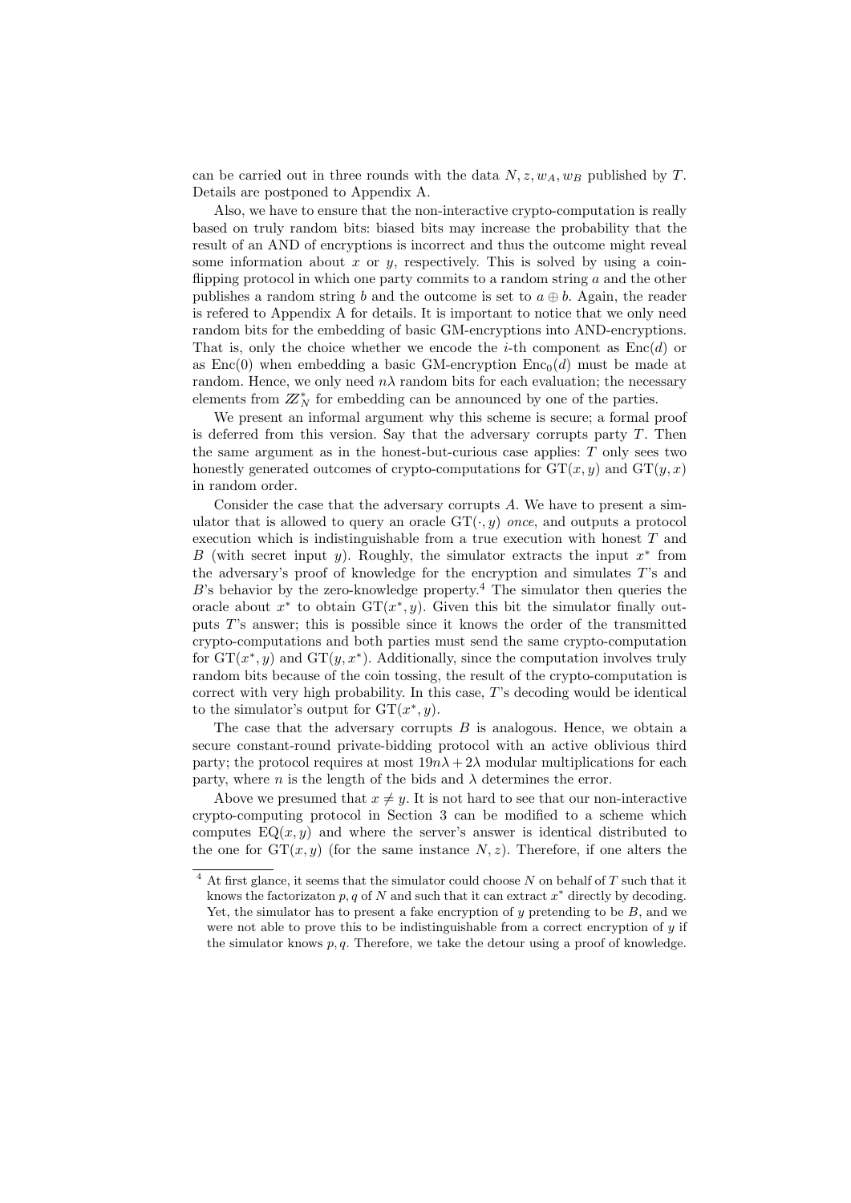can be carried out in three rounds with the data $N, z, w_A, w_B$ published by $T$. Details are postponed to Appendix A.

Also, we have to ensure that the non-interactive crypto-computation is really based on truly random bits: biased bits may increase the probability that the result of an AND of encryptions is incorrect and thus the outcome might reveal some information about $x$ or $y$, respectively. This is solved by using a coin-flipping protocol in which one party commits to a random string $a$ and the other publishes a random string $b$ and the outcome is set to $a \oplus b$. Again, the reader is refered to Appendix A for details. It is important to notice that we only need random bits for the embedding of basic GM-encryptions into AND-encryptions. That is, only the choice whether we encode the $i$-th component as $\mathrm{Enc}(d)$ or as $\mathrm{Enc}(0)$ when embedding a basic GM-encryption $\mathrm{Enc}_0(d)$ must be made at random. Hence, we only need $n\lambda$ random bits for each evaluation; the necessary elements from $\mathbb{Z}_N^*$ for embedding can be announced by one of the parties.

We present an informal argument why this scheme is secure; a formal proof is deferred from this version. Say that the adversary corrupts party $T$. Then the same argument as in the honest-but-curious case applies: $T$ only sees two honestly generated outcomes of crypto-computations for $\mathrm{GT}(x, y)$ and $\mathrm{GT}(y, x)$ in random order.

Consider the case that the adversary corrupts $A$. We have to present a simulator that is allowed to query an oracle $\mathrm{GT}(\cdot, y)$ *once*, and outputs a protocol execution which is indistinguishable from a true execution with honest $T$ and $B$ (with secret input $y$). Roughly, the simulator extracts the input $x^*$ from the adversary's proof of knowledge for the encryption and simulates $T$'s and $B$'s behavior by the zero-knowledge property.[4] The simulator then queries the oracle about $x^*$ to obtain $\mathrm{GT}(x^*, y)$. Given this bit the simulator finally outputs $T$'s answer; this is possible since it knows the order of the transmitted crypto-computations and both parties must send the same crypto-computation for $\mathrm{GT}(x^*, y)$ and $\mathrm{GT}(y, x^*)$. Additionally, since the computation involves truly random bits because of the coin tossing, the result of the crypto-computation is correct with very high probability. In this case, $T$'s decoding would be identical to the simulator's output for $\mathrm{GT}(x^*, y)$.

The case that the adversary corrupts $B$ is analogous. Hence, we obtain a secure constant-round private-bidding protocol with an active oblivious third party; the protocol requires at most $19n\lambda + 2\lambda$ modular multiplications for each party, where $n$ is the length of the bids and $\lambda$ determines the error.

Above we presumed that $x \neq y$. It is not hard to see that our non-interactive crypto-computing protocol in Section 3 can be modified to a scheme which computes $\mathrm{EQ}(x, y)$ and where the server's answer is identical distributed to the one for $\mathrm{GT}(x, y)$ (for the same instance $N, z$). Therefore, if one alters the

---

[4] At first glance, it seems that the simulator could choose $N$ on behalf of $T$ such that it knows the factorizaton $p, q$ of $N$ and such that it can extract $x^*$ directly by decoding. Yet, the simulator has to present a fake encryption of $y$ pretending to be $B$, and we were not able to prove this to be indistinguishable from a correct encryption of $y$ if the simulator knows $p, q$. Therefore, we take the detour using a proof of knowledge.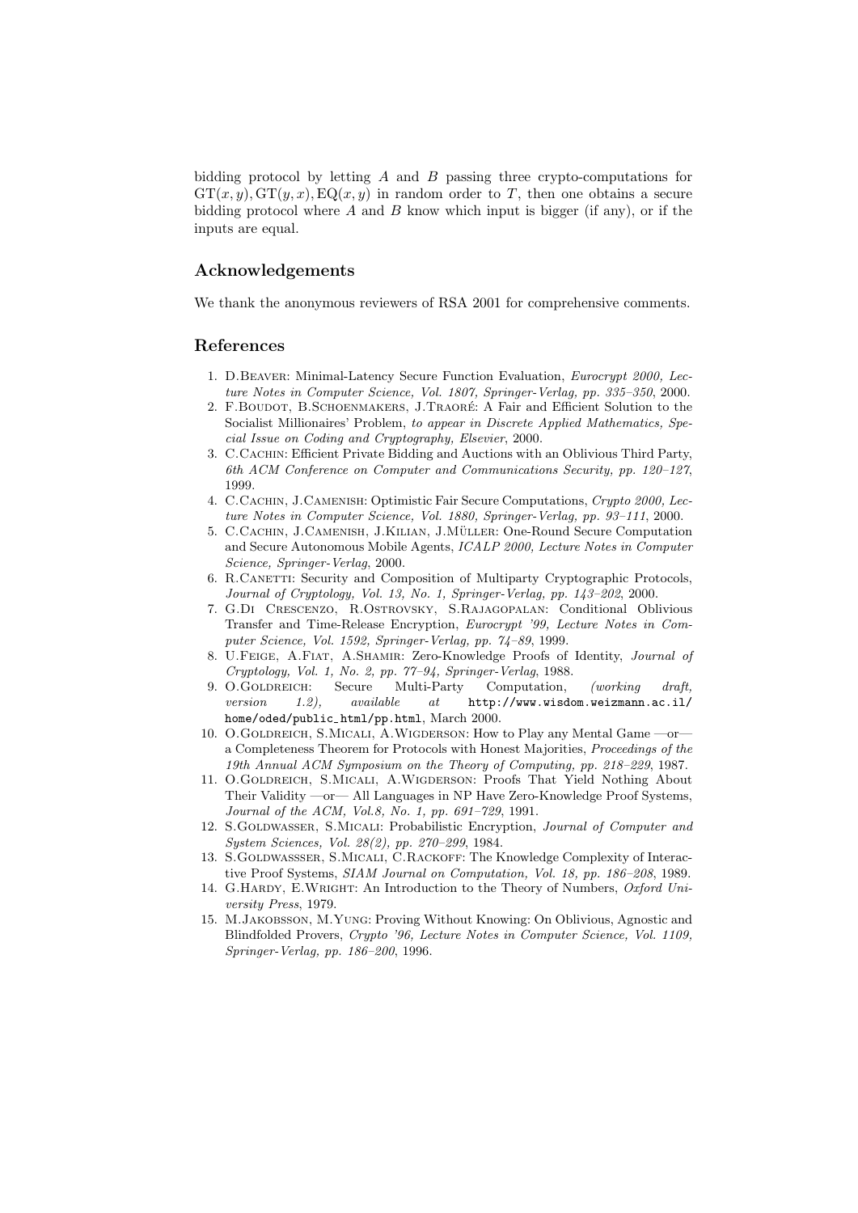bidding protocol by letting $A$ and $B$ passing three crypto-computations for $\mathrm{GT}(x, y), \mathrm{GT}(y, x), \mathrm{EQ}(x, y)$ in random order to $T$, then one obtains a secure bidding protocol where $A$ and $B$ know which input is bigger (if any), or if the inputs are equal.

## Acknowledgements

We thank the anonymous reviewers of RSA 2001 for comprehensive comments.

## References

1. D.Beaver: Minimal-Latency Secure Function Evaluation, *Eurocrypt 2000, Lecture Notes in Computer Science, Vol. 1807, Springer-Verlag, pp. 335–350*, 2000.
2. F.Boudot, B.Schoenmakers, J.Traoré: A Fair and Efficient Solution to the Socialist Millionaires' Problem, *to appear in Discrete Applied Mathematics, Special Issue on Coding and Cryptography, Elsevier*, 2000.
3. C.Cachin: Efficient Private Bidding and Auctions with an Oblivious Third Party, *6th ACM Conference on Computer and Communications Security, pp. 120–127*, 1999.
4. C.Cachin, J.Camenish: Optimistic Fair Secure Computations, *Crypto 2000, Lecture Notes in Computer Science, Vol. 1880, Springer-Verlag, pp. 93–111*, 2000.
5. C.Cachin, J.Camenish, J.Kilian, J.Müller: One-Round Secure Computation and Secure Autonomous Mobile Agents, *ICALP 2000, Lecture Notes in Computer Science, Springer-Verlag*, 2000.
6. R.Canetti: Security and Composition of Multiparty Cryptographic Protocols, *Journal of Cryptology, Vol. 13, No. 1, Springer-Verlag, pp. 143–202*, 2000.
7. G.Di Crescenzo, R.Ostrovsky, S.Rajagopalan: Conditional Oblivious Transfer and Time-Release Encryption, *Eurocrypt '99, Lecture Notes in Computer Science, Vol. 1592, Springer-Verlag, pp. 74–89*, 1999.
8. U.Feige, A.Fiat, A.Shamir: Zero-Knowledge Proofs of Identity, *Journal of Cryptology, Vol. 1, No. 2, pp. 77–94, Springer-Verlag*, 1988.
9. O.Goldreich: Secure Multi-Party Computation, *(working draft, version 1.2), available at* `http://www.wisdom.weizmann.ac.il/home/oded/public_html/pp.html`, March 2000.
10. O.Goldreich, S.Micali, A.Wigderson: How to Play any Mental Game —or— a Completeness Theorem for Protocols with Honest Majorities, *Proceedings of the 19th Annual ACM Symposium on the Theory of Computing, pp. 218–229*, 1987.
11. O.Goldreich, S.Micali, A.Wigderson: Proofs That Yield Nothing About Their Validity —or— All Languages in NP Have Zero-Knowledge Proof Systems, *Journal of the ACM, Vol.8, No. 1, pp. 691–729*, 1991.
12. S.Goldwasser, S.Micali: Probabilistic Encryption, *Journal of Computer and System Sciences, Vol. 28(2), pp. 270–299*, 1984.
13. S.Goldwassser, S.Micali, C.Rackoff: The Knowledge Complexity of Interactive Proof Systems, *SIAM Journal on Computation, Vol. 18, pp. 186–208*, 1989.
14. G.Hardy, E.Wright: An Introduction to the Theory of Numbers, *Oxford University Press*, 1979.
15. M.Jakobsson, M.Yung: Proving Without Knowing: On Oblivious, Agnostic and Blindfolded Provers, *Crypto '96, Lecture Notes in Computer Science, Vol. 1109, Springer-Verlag, pp. 186–200*, 1996.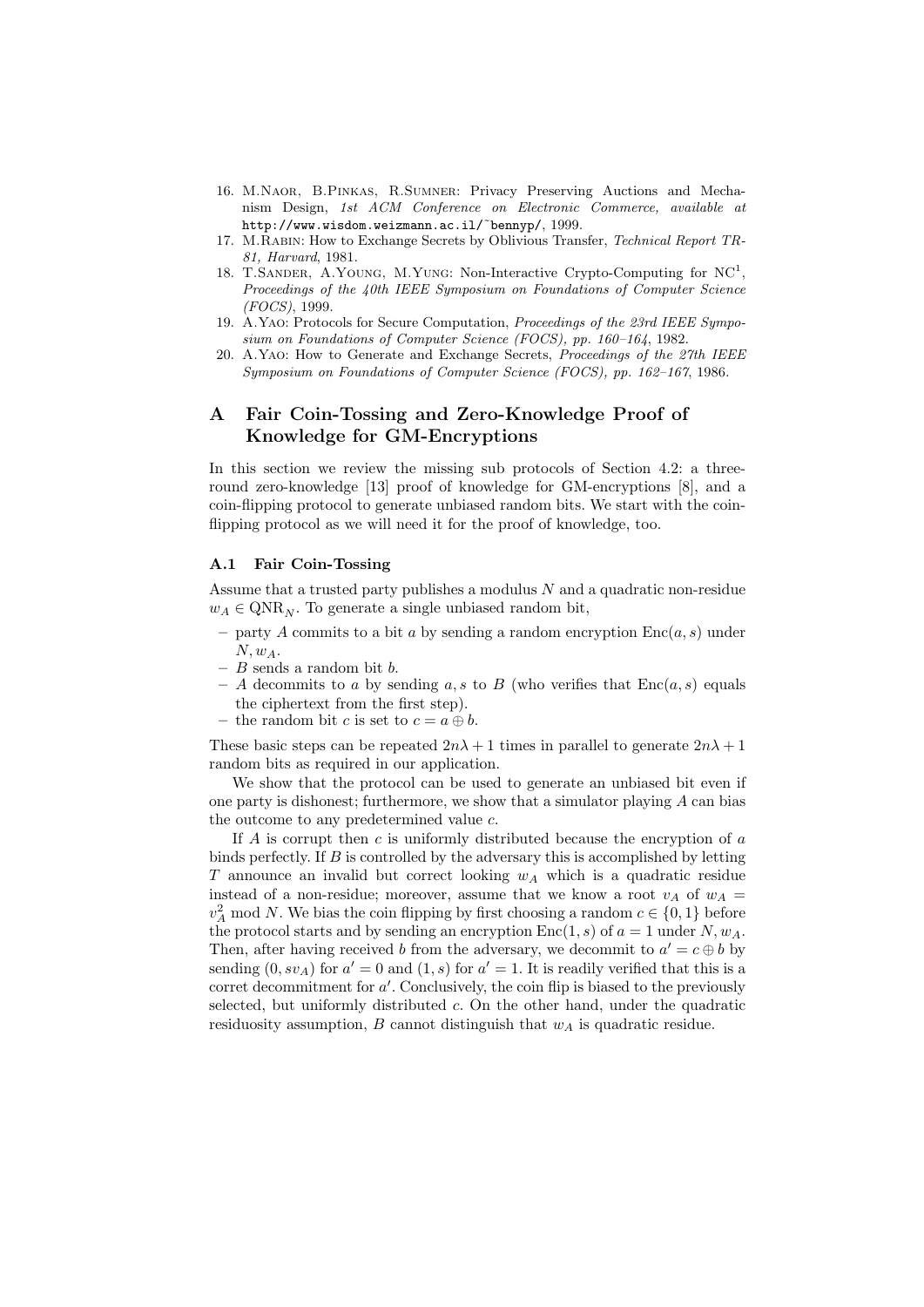16. M.Naor, B.Pinkas, R.Sumner: Privacy Preserving Auctions and Mechanism Design, *1st ACM Conference on Electronic Commerce, available at* http://www.wisdom.weizmann.ac.il/~bennyp/, 1999.
17. M.Rabin: How to Exchange Secrets by Oblivious Transfer, *Technical Report TR-81, Harvard*, 1981.
18. T.Sander, A.Young, M.Yung: Non-Interactive Crypto-Computing for NC[1], *Proceedings of the 40th IEEE Symposium on Foundations of Computer Science (FOCS)*, 1999.
19. A.Yao: Protocols for Secure Computation, *Proceedings of the 23rd IEEE Symposium on Foundations of Computer Science (FOCS), pp. 160–164*, 1982.
20. A.Yao: How to Generate and Exchange Secrets, *Proceedings of the 27th IEEE Symposium on Foundations of Computer Science (FOCS), pp. 162–167*, 1986.

# A Fair Coin-Tossing and Zero-Knowledge Proof of Knowledge for GM-Encryptions

In this section we review the missing sub protocols of Section 4.2: a three-round zero-knowledge [13] proof of knowledge for GM-encryptions [8], and a coin-flipping protocol to generate unbiased random bits. We start with the coin-flipping protocol as we will need it for the proof of knowledge, too.

## A.1 Fair Coin-Tossing

Assume that a trusted party publishes a modulus $N$ and a quadratic non-residue $w_A \in \mathrm{QNR}_N$. To generate a single unbiased random bit,

- party $A$ commits to a bit $a$ by sending a random encryption $\mathrm{Enc}(a, s)$ under $N, w_A$.
- $B$ sends a random bit $b$.
- $A$ decommits to $a$ by sending $a, s$ to $B$ (who verifies that $\mathrm{Enc}(a, s)$ equals the ciphertext from the first step).
- the random bit $c$ is set to $c = a \oplus b$.

These basic steps can be repeated $2n\lambda + 1$ times in parallel to generate $2n\lambda + 1$ random bits as required in our application.

We show that the protocol can be used to generate an unbiased bit even if one party is dishonest; furthermore, we show that a simulator playing $A$ can bias the outcome to any predetermined value $c$.

If $A$ is corrupt then $c$ is uniformly distributed because the encryption of $a$ binds perfectly. If $B$ is controlled by the adversary this is accomplished by letting $T$ announce an invalid but correct looking $w_A$ which is a quadratic residue instead of a non-residue; moreover, assume that we know a root $v_A$ of $w_A = v_A^2 \bmod N$. We bias the coin flipping by first choosing a random $c \in \{0, 1\}$ before the protocol starts and by sending an encryption $\mathrm{Enc}(1, s)$ of $a = 1$ under $N, w_A$. Then, after having received $b$ from the adversary, we decommit to $a' = c \oplus b$ by sending $(0, sv_A)$ for $a' = 0$ and $(1, s)$ for $a' = 1$. It is readily verified that this is a corret decommitment for $a'$. Conclusively, the coin flip is biased to the previously selected, but uniformly distributed $c$. On the other hand, under the quadratic residuosity assumption, $B$ cannot distinguish that $w_A$ is quadratic residue.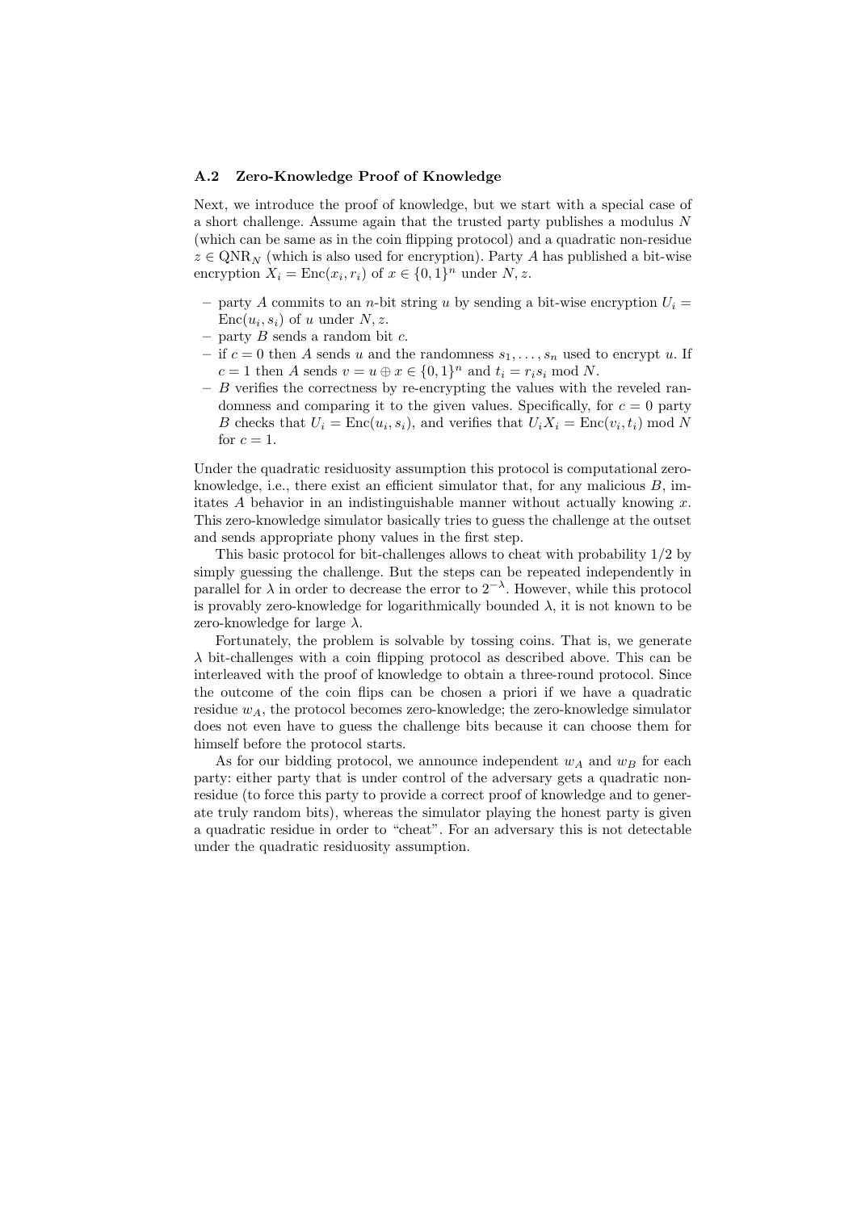### A.2 Zero-Knowledge Proof of Knowledge

Next, we introduce the proof of knowledge, but we start with a special case of a short challenge. Assume again that the trusted party publishes a modulus $N$ (which can be same as in the coin flipping protocol) and a quadratic non-residue $z \in \text{QNR}_N$ (which is also used for encryption). Party $A$ has published a bit-wise encryption $X_i = \text{Enc}(x_i, r_i)$ of $x \in \{0,1\}^n$ under $N, z$.

- party $A$ commits to an $n$-bit string $u$ by sending a bit-wise encryption $U_i = \text{Enc}(u_i, s_i)$ of $u$ under $N, z$.
- party $B$ sends a random bit $c$.
- if $c = 0$ then $A$ sends $u$ and the randomness $s_1, \ldots, s_n$ used to encrypt $u$. If $c = 1$ then $A$ sends $v = u \oplus x \in \{0,1\}^n$ and $t_i = r_i s_i \bmod N$.
- $B$ verifies the correctness by re-encrypting the values with the reveled randomness and comparing it to the given values. Specifically, for $c = 0$ party $B$ checks that $U_i = \text{Enc}(u_i, s_i)$, and verifies that $U_i X_i = \text{Enc}(v_i, t_i) \bmod N$ for $c = 1$.

Under the quadratic residuosity assumption this protocol is computational zero-knowledge, i.e., there exist an efficient simulator that, for any malicious $B$, imitates $A$ behavior in an indistinguishable manner without actually knowing $x$. This zero-knowledge simulator basically tries to guess the challenge at the outset and sends appropriate phony values in the first step.

This basic protocol for bit-challenges allows to cheat with probability 1/2 by simply guessing the challenge. But the steps can be repeated independently in parallel for $\lambda$ in order to decrease the error to $2^{-\lambda}$. However, while this protocol is provably zero-knowledge for logarithmically bounded $\lambda$, it is not known to be zero-knowledge for large $\lambda$.

Fortunately, the problem is solvable by tossing coins. That is, we generate $\lambda$ bit-challenges with a coin flipping protocol as described above. This can be interleaved with the proof of knowledge to obtain a three-round protocol. Since the outcome of the coin flips can be chosen a priori if we have a quadratic residue $w_A$, the protocol becomes zero-knowledge; the zero-knowledge simulator does not even have to guess the challenge bits because it can choose them for himself before the protocol starts.

As for our bidding protocol, we announce independent $w_A$ and $w_B$ for each party: either party that is under control of the adversary gets a quadratic non-residue (to force this party to provide a correct proof of knowledge and to generate truly random bits), whereas the simulator playing the honest party is given a quadratic residue in order to "cheat". For an adversary this is not detectable under the quadratic residuosity assumption.